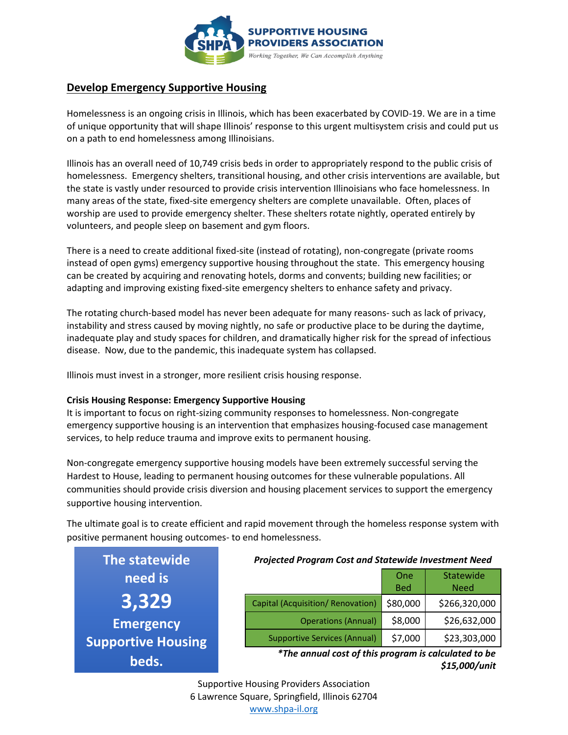**SUPPORTIVE HOUSING PROVIDERS ASSOCIATION**

*Working Together, We Can Accomplish Anything*

## Develop Emergency Supportive Housing

Homelessness is an ongoing crisis in Illinois, which has been exacerbated by COVID-19. We are in a time of unique opportunity that will shape Illinois' response to this urgent multisystem crisis and could put us on a path to end homelessness among Illinoisians.

Illinois has an overall need of 10,749 crisis beds in order to appropriately respond to the public crisis of homelessness. Emergency shelters, transitional housing, and other crisis interventions are available, but the state is vastly under resourced to provide crisis intervention Illinoisians who face homelessness. In many areas of the state, fixed-site emergency shelters are complete unavailable. Often, places of worship are used to provide emergency shelter. These shelters rotate nightly, operated entirely by volunteers, and people sleep on basement and gym floors.

There is a need to create additional fixed-site (instead of rotating), non-congregate (private rooms instead of open gyms) emergency supportive housing throughout the state. This emergency housing can be created by acquiring and renovating hotels, dorms and convents; building new facilities; or adapting and improving existing fixed-site emergency shelters to enhance safety and privacy.

The rotating church-based model has never been adequate for many reasons- such as lack of privacy, instability and stress caused by moving nightly, no safe or productive place to be during the daytime, inadequate play and study spaces for children, and dramatically higher risk for the spread of infectious disease. Now, due to the pandemic, this inadequate system has collapsed.

Illinois must invest in a stronger, more resilient crisis housing response.

**Crisis Housing Response: Emergency Supportive Housing**

It is important to focus on right-sizing community responses to homelessness. Non-congregate emergency supportive housing is an intervention that emphasizes housing-focused case management services, to help reduce trauma and improve exits to permanent housing.

Non-congregate emergency supportive housing models have been extremely successful serving the Hardest to House, leading to permanent housing outcomes for these vulnerable populations. All communities should provide crisis diversion and housing placement services to support the emergency supportive housing intervention.

The ultimate goal is to create efficient and rapid movement through the homeless response system with positive permanent housing outcomes- to end homelessness.

**The statewide need is 3,329 Emergency Supportive Housing beds.**

***Projected Program Cost and Statewide Investment Need***

| | One Bed | Statewide Need |
|---|---|---|
| Capital (Acquisition/ Renovation) | $80,000 | $266,320,000 |
| Operations (Annual) | $8,000 | $26,632,000 |
| Supportive Services (Annual) | $7,000 | $23,303,000 |

***The annual cost of this program is calculated to be $15,000/unit*

Supportive Housing Providers Association
6 Lawrence Square, Springfield, Illinois 62704
www.shpa-il.org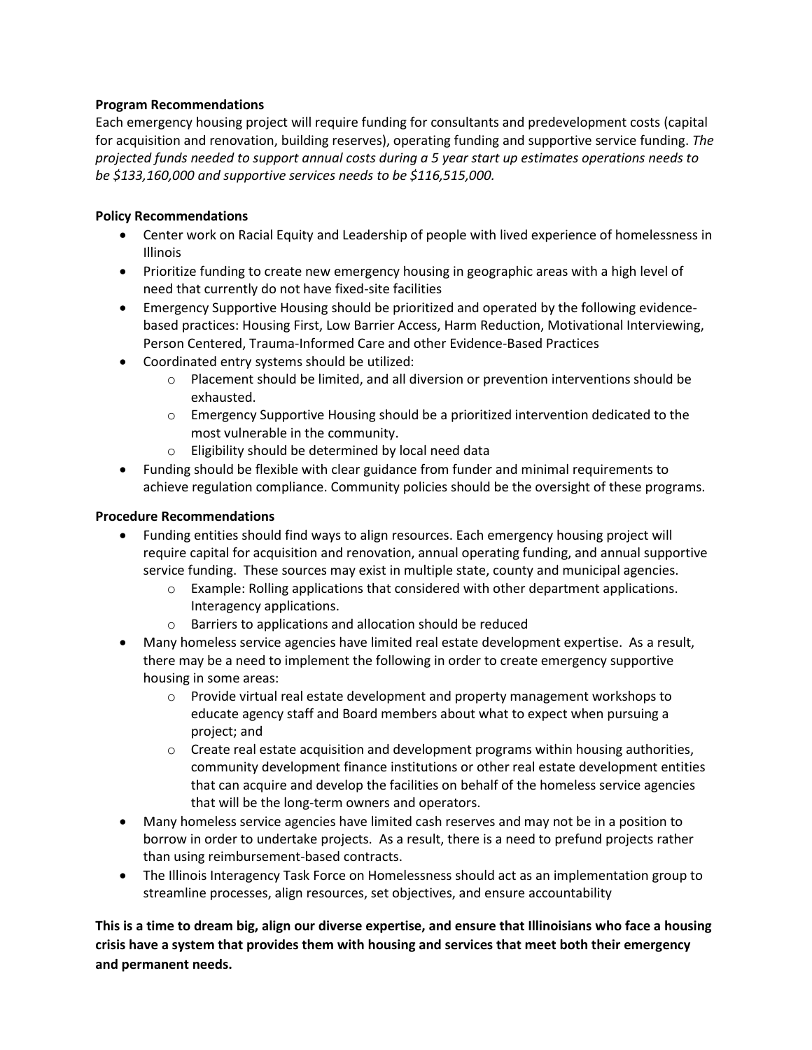**Program Recommendations**

Each emergency housing project will require funding for consultants and predevelopment costs (capital for acquisition and renovation, building reserves), operating funding and supportive service funding. *The projected funds needed to support annual costs during a 5 year start up estimates operations needs to be $133,160,000 and supportive services needs to be $116,515,000.*

**Policy Recommendations**

- Center work on Racial Equity and Leadership of people with lived experience of homelessness in Illinois
- Prioritize funding to create new emergency housing in geographic areas with a high level of need that currently do not have fixed-site facilities
- Emergency Supportive Housing should be prioritized and operated by the following evidence-based practices: Housing First, Low Barrier Access, Harm Reduction, Motivational Interviewing, Person Centered, Trauma-Informed Care and other Evidence-Based Practices
- Coordinated entry systems should be utilized:
  - Placement should be limited, and all diversion or prevention interventions should be exhausted.
  - Emergency Supportive Housing should be a prioritized intervention dedicated to the most vulnerable in the community.
  - Eligibility should be determined by local need data
- Funding should be flexible with clear guidance from funder and minimal requirements to achieve regulation compliance. Community policies should be the oversight of these programs.

**Procedure Recommendations**

- Funding entities should find ways to align resources. Each emergency housing project will require capital for acquisition and renovation, annual operating funding, and annual supportive service funding. These sources may exist in multiple state, county and municipal agencies.
  - Example: Rolling applications that considered with other department applications. Interagency applications.
  - Barriers to applications and allocation should be reduced
- Many homeless service agencies have limited real estate development expertise. As a result, there may be a need to implement the following in order to create emergency supportive housing in some areas:
  - Provide virtual real estate development and property management workshops to educate agency staff and Board members about what to expect when pursuing a project; and
  - Create real estate acquisition and development programs within housing authorities, community development finance institutions or other real estate development entities that can acquire and develop the facilities on behalf of the homeless service agencies that will be the long-term owners and operators.
- Many homeless service agencies have limited cash reserves and may not be in a position to borrow in order to undertake projects. As a result, there is a need to prefund projects rather than using reimbursement-based contracts.
- The Illinois Interagency Task Force on Homelessness should act as an implementation group to streamline processes, align resources, set objectives, and ensure accountability

**This is a time to dream big, align our diverse expertise, and ensure that Illinoisians who face a housing crisis have a system that provides them with housing and services that meet both their emergency and permanent needs.**